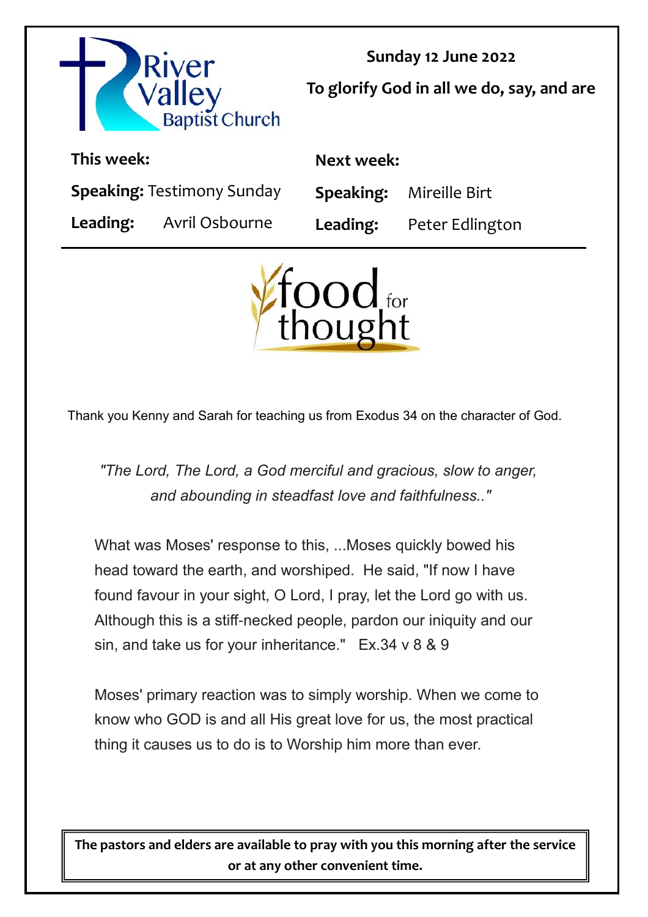River Valley Baptist Church

**Sunday 12 June 2022**

**To glorify God in all we do, say, and are**

| **This week:** | | **Next week:** | |
|---|---|---|---|
| **Speaking:** | Testimony Sunday | **Speaking:** | Mireille Birt |
| **Leading:** | Avril Osbourne | **Leading:** | Peter Edlington |

# food for thought

Thank you Kenny and Sarah for teaching us from Exodus 34 on the character of God.

*"The Lord, The Lord, a God merciful and gracious, slow to anger, and abounding in steadfast love and faithfulness.."*

What was Moses' response to this, ...Moses quickly bowed his head toward the earth, and worshiped. He said, "If now I have found favour in your sight, O Lord, I pray, let the Lord go with us. Although this is a stiff-necked people, pardon our iniquity and our sin, and take us for your inheritance." Ex.34 v 8 & 9

Moses' primary reaction was to simply worship. When we come to know who GOD is and all His great love for us, the most practical thing it causes us to do is to Worship him more than ever.

**The pastors and elders are available to pray with you this morning after the service or at any other convenient time.**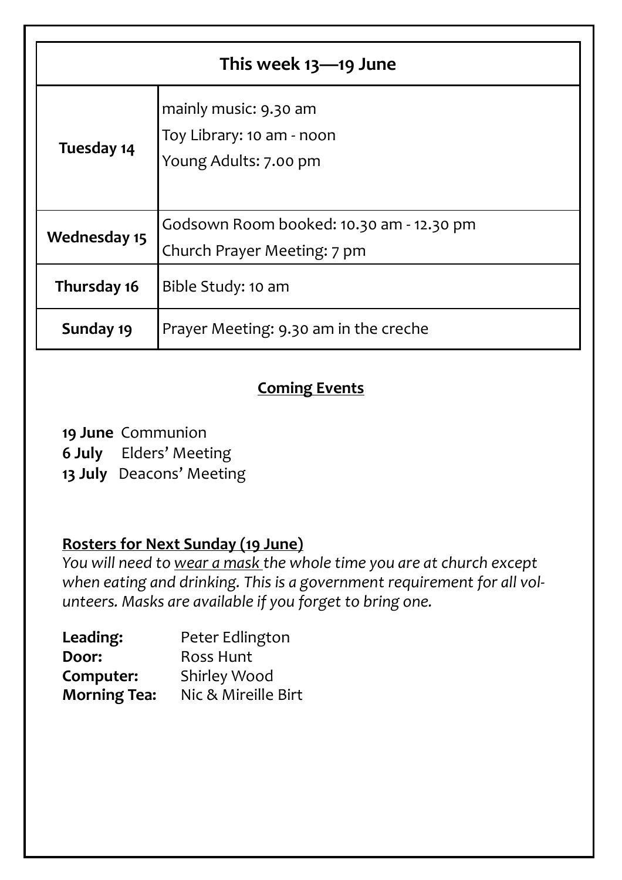| This week 13—19 June | |
|---|---|
| **Tuesday 14** | mainly music: 9.30 am<br>Toy Library: 10 am - noon<br>Young Adults: 7.00 pm |
| **Wednesday 15** | Godsown Room booked: 10.30 am - 12.30 pm<br>Church Prayer Meeting: 7 pm |
| **Thursday 16** | Bible Study: 10 am |
| **Sunday 19** | Prayer Meeting: 9.30 am in the creche |

## Coming Events

**19 June** Communion
**6 July** Elders' Meeting
**13 July** Deacons' Meeting

## Rosters for Next Sunday (19 June)

*You will need to wear a mask the whole time you are at church except when eating and drinking. This is a government requirement for all volunteers. Masks are available if you forget to bring one.*

**Leading:** Peter Edlington
**Door:** Ross Hunt
**Computer:** Shirley Wood
**Morning Tea:** Nic & Mireille Birt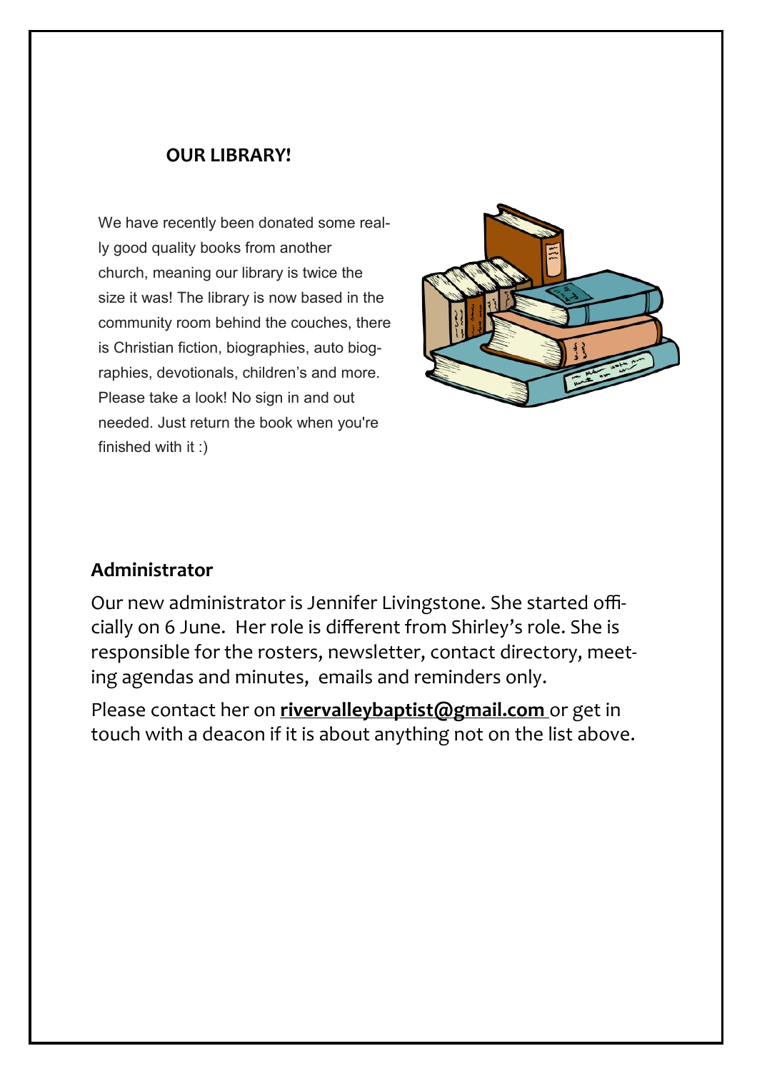## OUR LIBRARY!

We have recently been donated some really good quality books from another church, meaning our library is twice the size it was! The library is now based in the community room behind the couches, there is Christian fiction, biographies, auto biographies, devotionals, children's and more. Please take a look! No sign in and out needed. Just return the book when you're finished with it :)

## Administrator

Our new administrator is Jennifer Livingstone. She started officially on 6 June. Her role is different from Shirley's role. She is responsible for the rosters, newsletter, contact directory, meeting agendas and minutes, emails and reminders only.

Please contact her on **rivervalleybaptist@gmail.com** or get in touch with a deacon if it is about anything not on the list above.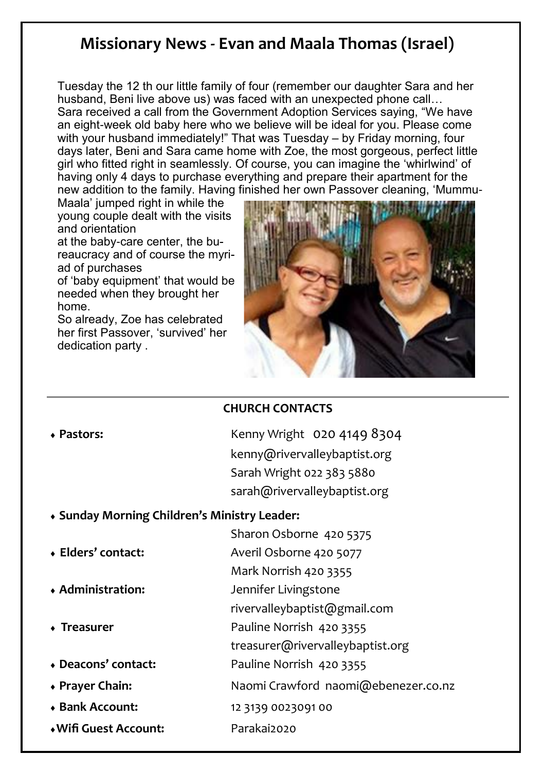# Missionary News - Evan and Maala Thomas (Israel)

Tuesday the 12 th our little family of four (remember our daughter Sara and her husband, Beni live above us) was faced with an unexpected phone call… Sara received a call from the Government Adoption Services saying, "We have an eight-week old baby here who we believe will be ideal for you. Please come with your husband immediately!" That was Tuesday – by Friday morning, four days later, Beni and Sara came home with Zoe, the most gorgeous, perfect little girl who fitted right in seamlessly. Of course, you can imagine the 'whirlwind' of having only 4 days to purchase everything and prepare their apartment for the new addition to the family. Having finished her own Passover cleaning, 'Mummu-Maala' jumped right in while the young couple dealt with the visits and orientation at the baby-care center, the bureaucracy and of course the myriad of purchases of 'baby equipment' that would be needed when they brought her home.

So already, Zoe has celebrated her first Passover, 'survived' her dedication party .

---

**CHURCH CONTACTS**

- **Pastors:** Kenny Wright 020 4149 8304
  kenny@rivervalleybaptist.org
  Sarah Wright 022 383 5880
  sarah@rivervalleybaptist.org
- **Sunday Morning Children's Ministry Leader:**
  Sharon Osborne 420 5375
- **Elders' contact:** Averil Osborne 420 5077
  Mark Norrish 420 3355
- **Administration:** Jennifer Livingstone
  rivervalleybaptist@gmail.com
- **Treasurer** Pauline Norrish 420 3355
  treasurer@rivervalleybaptist.org
- **Deacons' contact:** Pauline Norrish 420 3355
- **Prayer Chain:** Naomi Crawford naomi@ebenezer.co.nz
- **Bank Account:** 12 3139 0023091 00
- **Wifi Guest Account:** Parakai2020